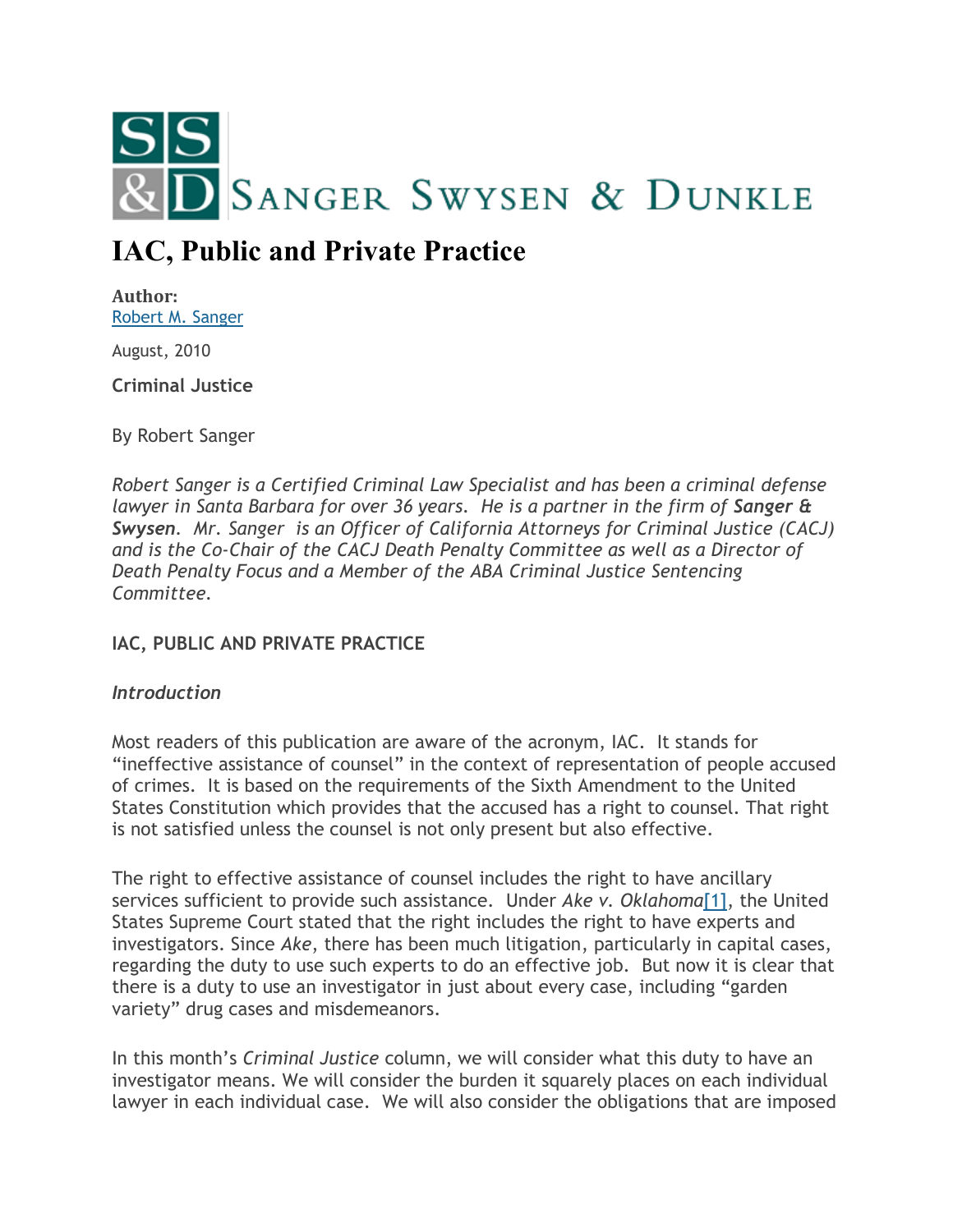SANGER SWYSEN & DUNKLE

# IAC, Public and Private Practice

**Author:**
Robert M. Sanger

August, 2010

**Criminal Justice**

By Robert Sanger

*Robert Sanger is a Certified Criminal Law Specialist and has been a criminal defense lawyer in Santa Barbara for over 36 years. He is a partner in the firm of **Sanger & Swysen**. Mr. Sanger is an Officer of California Attorneys for Criminal Justice (CACJ) and is the Co-Chair of the CACJ Death Penalty Committee as well as a Director of Death Penalty Focus and a Member of the ABA Criminal Justice Sentencing Committee.*

**IAC, PUBLIC AND PRIVATE PRACTICE**

***Introduction***

Most readers of this publication are aware of the acronym, IAC. It stands for "ineffective assistance of counsel" in the context of representation of people accused of crimes. It is based on the requirements of the Sixth Amendment to the United States Constitution which provides that the accused has a right to counsel. That right is not satisfied unless the counsel is not only present but also effective.

The right to effective assistance of counsel includes the right to have ancillary services sufficient to provide such assistance. Under *Ake v. Oklahoma*[1], the United States Supreme Court stated that the right includes the right to have experts and investigators. Since *Ake*, there has been much litigation, particularly in capital cases, regarding the duty to use such experts to do an effective job. But now it is clear that there is a duty to use an investigator in just about every case, including "garden variety" drug cases and misdemeanors.

In this month's *Criminal Justice* column, we will consider what this duty to have an investigator means. We will consider the burden it squarely places on each individual lawyer in each individual case. We will also consider the obligations that are imposed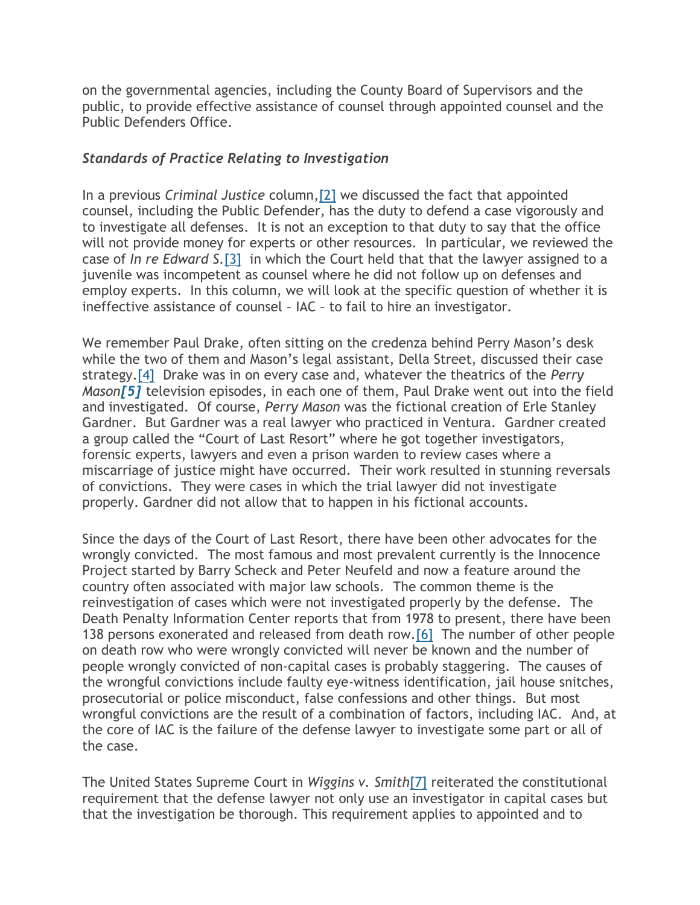on the governmental agencies, including the County Board of Supervisors and the public, to provide effective assistance of counsel through appointed counsel and the Public Defenders Office.

### *Standards of Practice Relating to Investigation*

In a previous *Criminal Justice* column,[2] we discussed the fact that appointed counsel, including the Public Defender, has the duty to defend a case vigorously and to investigate all defenses. It is not an exception to that duty to say that the office will not provide money for experts or other resources. In particular, we reviewed the case of *In re Edward S.*[3] in which the Court held that that the lawyer assigned to a juvenile was incompetent as counsel where he did not follow up on defenses and employ experts. In this column, we will look at the specific question of whether it is ineffective assistance of counsel – IAC – to fail to hire an investigator.

We remember Paul Drake, often sitting on the credenza behind Perry Mason's desk while the two of them and Mason's legal assistant, Della Street, discussed their case strategy.[4] Drake was in on every case and, whatever the theatrics of the *Perry Mason*[5] television episodes, in each one of them, Paul Drake went out into the field and investigated. Of course, *Perry Mason* was the fictional creation of Erle Stanley Gardner. But Gardner was a real lawyer who practiced in Ventura. Gardner created a group called the "Court of Last Resort" where he got together investigators, forensic experts, lawyers and even a prison warden to review cases where a miscarriage of justice might have occurred. Their work resulted in stunning reversals of convictions. They were cases in which the trial lawyer did not investigate properly. Gardner did not allow that to happen in his fictional accounts.

Since the days of the Court of Last Resort, there have been other advocates for the wrongly convicted. The most famous and most prevalent currently is the Innocence Project started by Barry Scheck and Peter Neufeld and now a feature around the country often associated with major law schools. The common theme is the reinvestigation of cases which were not investigated properly by the defense. The Death Penalty Information Center reports that from 1978 to present, there have been 138 persons exonerated and released from death row.[6] The number of other people on death row who were wrongly convicted will never be known and the number of people wrongly convicted of non-capital cases is probably staggering. The causes of the wrongful convictions include faulty eye-witness identification, jail house snitches, prosecutorial or police misconduct, false confessions and other things. But most wrongful convictions are the result of a combination of factors, including IAC. And, at the core of IAC is the failure of the defense lawyer to investigate some part or all of the case.

The United States Supreme Court in *Wiggins v. Smith*[7] reiterated the constitutional requirement that the defense lawyer not only use an investigator in capital cases but that the investigation be thorough. This requirement applies to appointed and to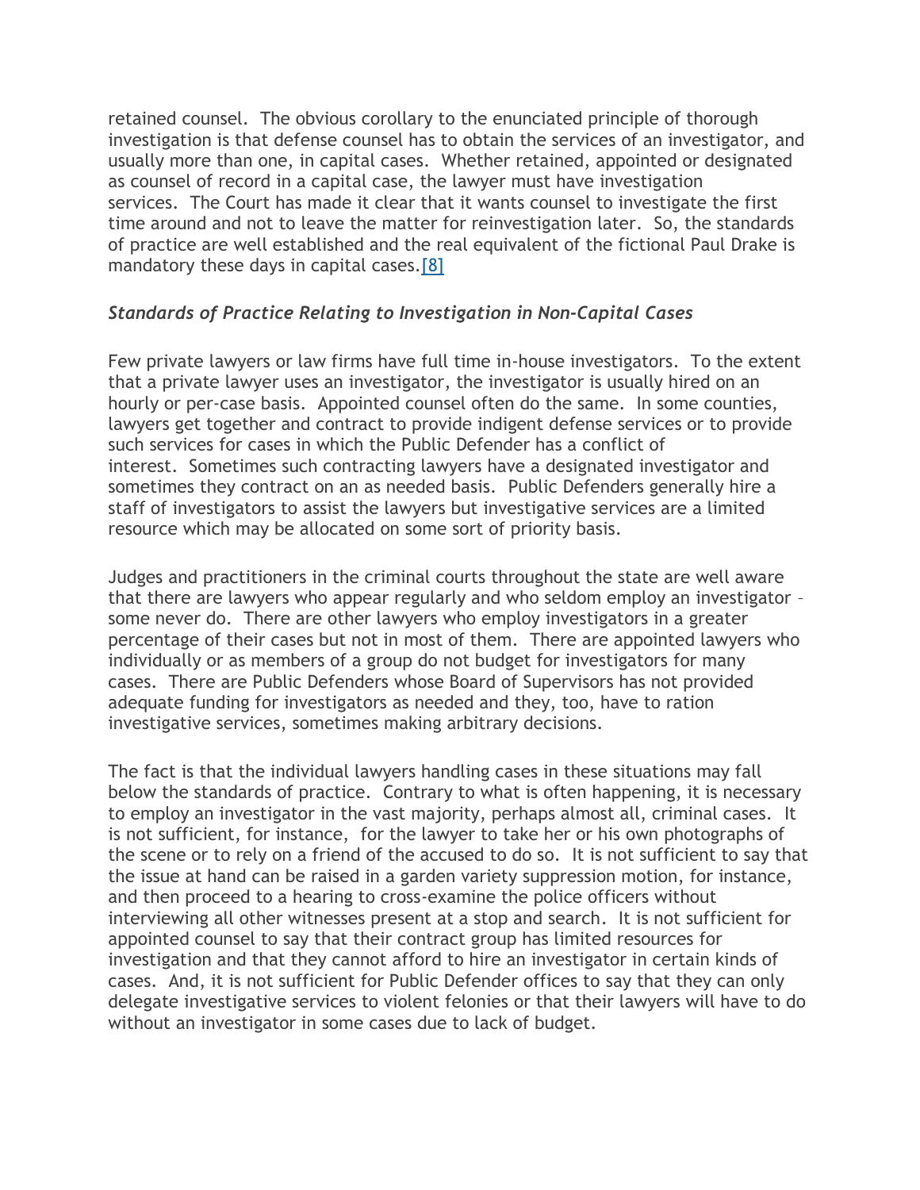retained counsel. The obvious corollary to the enunciated principle of thorough investigation is that defense counsel has to obtain the services of an investigator, and usually more than one, in capital cases. Whether retained, appointed or designated as counsel of record in a capital case, the lawyer must have investigation services. The Court has made it clear that it wants counsel to investigate the first time around and not to leave the matter for reinvestigation later. So, the standards of practice are well established and the real equivalent of the fictional Paul Drake is mandatory these days in capital cases.[8]

*Standards of Practice Relating to Investigation in Non-Capital Cases*

Few private lawyers or law firms have full time in-house investigators. To the extent that a private lawyer uses an investigator, the investigator is usually hired on an hourly or per-case basis. Appointed counsel often do the same. In some counties, lawyers get together and contract to provide indigent defense services or to provide such services for cases in which the Public Defender has a conflict of interest. Sometimes such contracting lawyers have a designated investigator and sometimes they contract on an as needed basis. Public Defenders generally hire a staff of investigators to assist the lawyers but investigative services are a limited resource which may be allocated on some sort of priority basis.

Judges and practitioners in the criminal courts throughout the state are well aware that there are lawyers who appear regularly and who seldom employ an investigator – some never do. There are other lawyers who employ investigators in a greater percentage of their cases but not in most of them. There are appointed lawyers who individually or as members of a group do not budget for investigators for many cases. There are Public Defenders whose Board of Supervisors has not provided adequate funding for investigators as needed and they, too, have to ration investigative services, sometimes making arbitrary decisions.

The fact is that the individual lawyers handling cases in these situations may fall below the standards of practice. Contrary to what is often happening, it is necessary to employ an investigator in the vast majority, perhaps almost all, criminal cases. It is not sufficient, for instance, for the lawyer to take her or his own photographs of the scene or to rely on a friend of the accused to do so. It is not sufficient to say that the issue at hand can be raised in a garden variety suppression motion, for instance, and then proceed to a hearing to cross-examine the police officers without interviewing all other witnesses present at a stop and search. It is not sufficient for appointed counsel to say that their contract group has limited resources for investigation and that they cannot afford to hire an investigator in certain kinds of cases. And, it is not sufficient for Public Defender offices to say that they can only delegate investigative services to violent felonies or that their lawyers will have to do without an investigator in some cases due to lack of budget.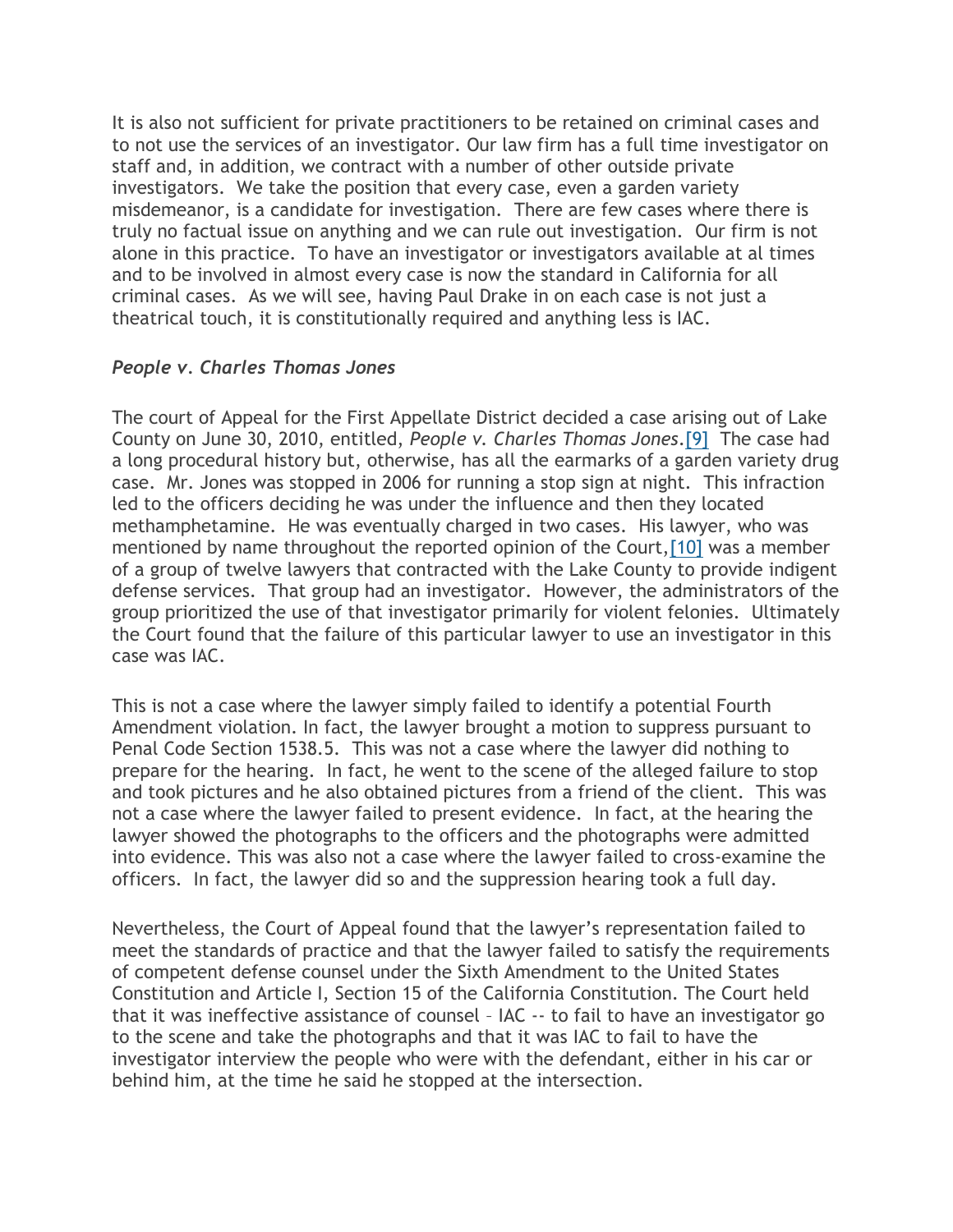It is also not sufficient for private practitioners to be retained on criminal cases and to not use the services of an investigator. Our law firm has a full time investigator on staff and, in addition, we contract with a number of other outside private investigators. We take the position that every case, even a garden variety misdemeanor, is a candidate for investigation. There are few cases where there is truly no factual issue on anything and we can rule out investigation. Our firm is not alone in this practice. To have an investigator or investigators available at al times and to be involved in almost every case is now the standard in California for all criminal cases. As we will see, having Paul Drake in on each case is not just a theatrical touch, it is constitutionally required and anything less is IAC.

***People v. Charles Thomas Jones***

The court of Appeal for the First Appellate District decided a case arising out of Lake County on June 30, 2010, entitled, *People v. Charles Thomas Jones*.[9] The case had a long procedural history but, otherwise, has all the earmarks of a garden variety drug case. Mr. Jones was stopped in 2006 for running a stop sign at night. This infraction led to the officers deciding he was under the influence and then they located methamphetamine. He was eventually charged in two cases. His lawyer, who was mentioned by name throughout the reported opinion of the Court,[10] was a member of a group of twelve lawyers that contracted with the Lake County to provide indigent defense services. That group had an investigator. However, the administrators of the group prioritized the use of that investigator primarily for violent felonies. Ultimately the Court found that the failure of this particular lawyer to use an investigator in this case was IAC.

This is not a case where the lawyer simply failed to identify a potential Fourth Amendment violation. In fact, the lawyer brought a motion to suppress pursuant to Penal Code Section 1538.5. This was not a case where the lawyer did nothing to prepare for the hearing. In fact, he went to the scene of the alleged failure to stop and took pictures and he also obtained pictures from a friend of the client. This was not a case where the lawyer failed to present evidence. In fact, at the hearing the lawyer showed the photographs to the officers and the photographs were admitted into evidence. This was also not a case where the lawyer failed to cross-examine the officers. In fact, the lawyer did so and the suppression hearing took a full day.

Nevertheless, the Court of Appeal found that the lawyer's representation failed to meet the standards of practice and that the lawyer failed to satisfy the requirements of competent defense counsel under the Sixth Amendment to the United States Constitution and Article I, Section 15 of the California Constitution. The Court held that it was ineffective assistance of counsel – IAC -- to fail to have an investigator go to the scene and take the photographs and that it was IAC to fail to have the investigator interview the people who were with the defendant, either in his car or behind him, at the time he said he stopped at the intersection.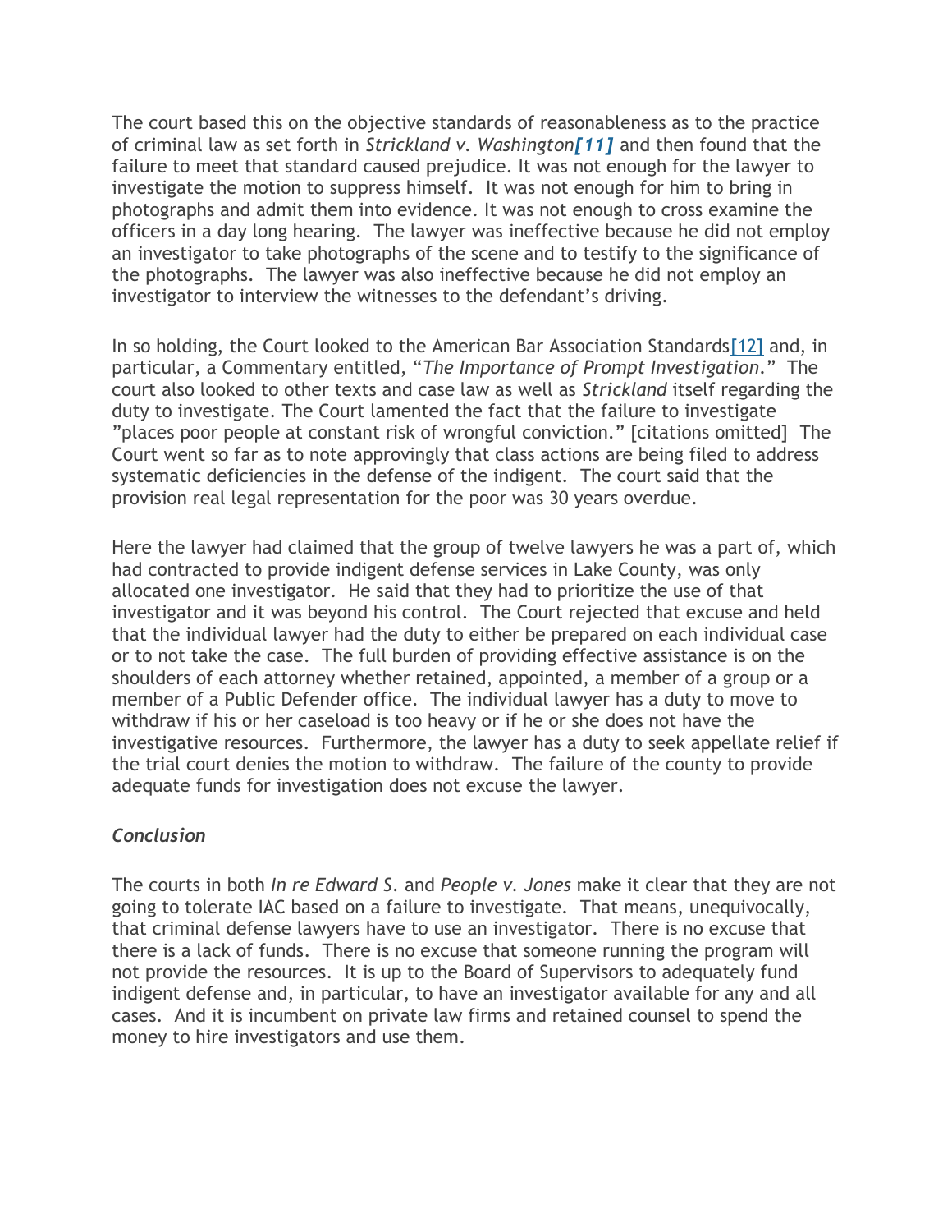The court based this on the objective standards of reasonableness as to the practice of criminal law as set forth in *Strickland v. Washington*[11] and then found that the failure to meet that standard caused prejudice. It was not enough for the lawyer to investigate the motion to suppress himself. It was not enough for him to bring in photographs and admit them into evidence. It was not enough to cross examine the officers in a day long hearing. The lawyer was ineffective because he did not employ an investigator to take photographs of the scene and to testify to the significance of the photographs. The lawyer was also ineffective because he did not employ an investigator to interview the witnesses to the defendant's driving.

In so holding, the Court looked to the American Bar Association Standards[12] and, in particular, a Commentary entitled, "*The Importance of Prompt Investigation*." The court also looked to other texts and case law as well as *Strickland* itself regarding the duty to investigate. The Court lamented the fact that the failure to investigate "places poor people at constant risk of wrongful conviction." [citations omitted] The Court went so far as to note approvingly that class actions are being filed to address systematic deficiencies in the defense of the indigent. The court said that the provision real legal representation for the poor was 30 years overdue.

Here the lawyer had claimed that the group of twelve lawyers he was a part of, which had contracted to provide indigent defense services in Lake County, was only allocated one investigator. He said that they had to prioritize the use of that investigator and it was beyond his control. The Court rejected that excuse and held that the individual lawyer had the duty to either be prepared on each individual case or to not take the case. The full burden of providing effective assistance is on the shoulders of each attorney whether retained, appointed, a member of a group or a member of a Public Defender office. The individual lawyer has a duty to move to withdraw if his or her caseload is too heavy or if he or she does not have the investigative resources. Furthermore, the lawyer has a duty to seek appellate relief if the trial court denies the motion to withdraw. The failure of the county to provide adequate funds for investigation does not excuse the lawyer.

*Conclusion*

The courts in both *In re Edward S.* and *People v. Jones* make it clear that they are not going to tolerate IAC based on a failure to investigate. That means, unequivocally, that criminal defense lawyers have to use an investigator. There is no excuse that there is a lack of funds. There is no excuse that someone running the program will not provide the resources. It is up to the Board of Supervisors to adequately fund indigent defense and, in particular, to have an investigator available for any and all cases. And it is incumbent on private law firms and retained counsel to spend the money to hire investigators and use them.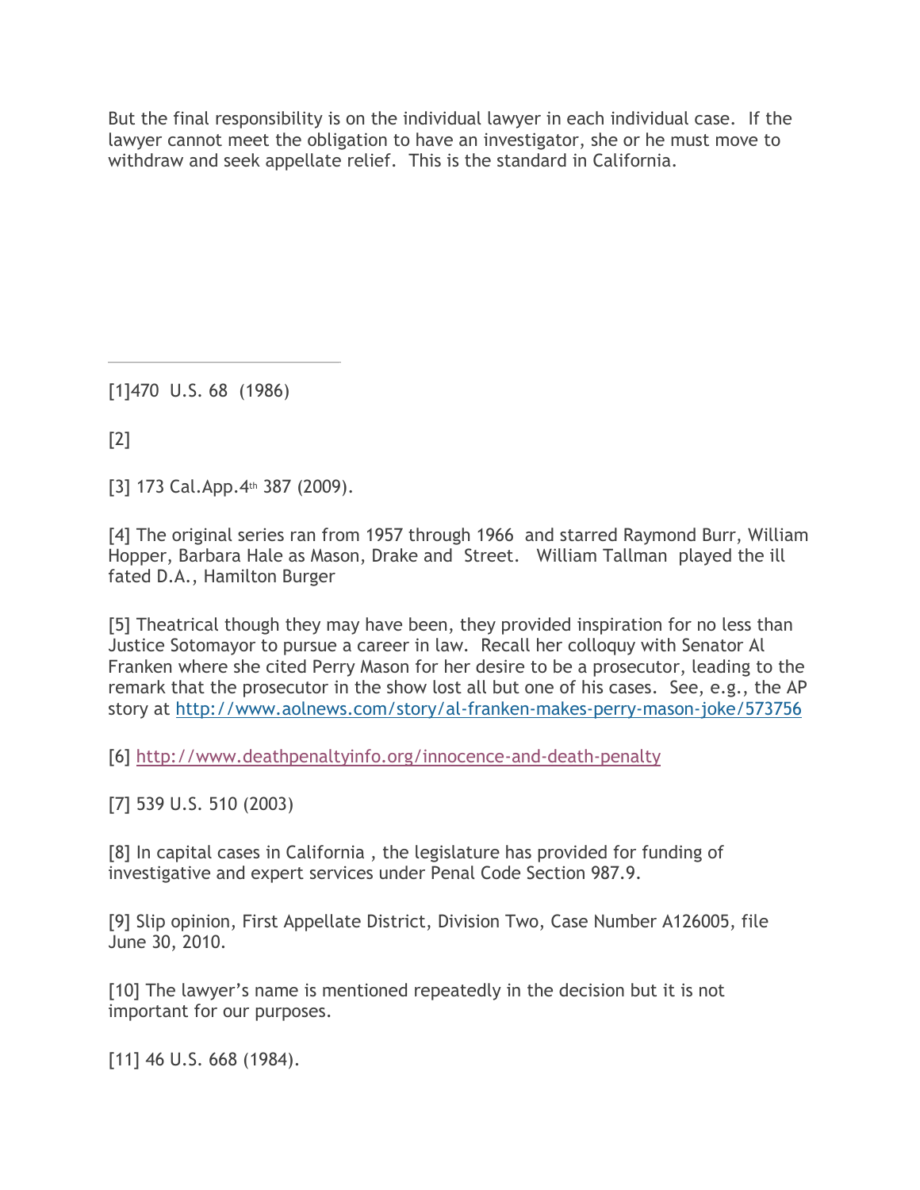But the final responsibility is on the individual lawyer in each individual case. If the lawyer cannot meet the obligation to have an investigator, she or he must move to withdraw and seek appellate relief. This is the standard in California.

---

[1]470 U.S. 68 (1986)

[2]

[3] 173 Cal.App.4th 387 (2009).

[4] The original series ran from 1957 through 1966 and starred Raymond Burr, William Hopper, Barbara Hale as Mason, Drake and Street. William Tallman played the ill fated D.A., Hamilton Burger

[5] Theatrical though they may have been, they provided inspiration for no less than Justice Sotomayor to pursue a career in law. Recall her colloquy with Senator Al Franken where she cited Perry Mason for her desire to be a prosecutor, leading to the remark that the prosecutor in the show lost all but one of his cases. See, e.g., the AP story at http://www.aolnews.com/story/al-franken-makes-perry-mason-joke/573756

[6] http://www.deathpenaltyinfo.org/innocence-and-death-penalty

[7] 539 U.S. 510 (2003)

[8] In capital cases in California , the legislature has provided for funding of investigative and expert services under Penal Code Section 987.9.

[9] Slip opinion, First Appellate District, Division Two, Case Number A126005, file June 30, 2010.

[10] The lawyer's name is mentioned repeatedly in the decision but it is not important for our purposes.

[11] 46 U.S. 668 (1984).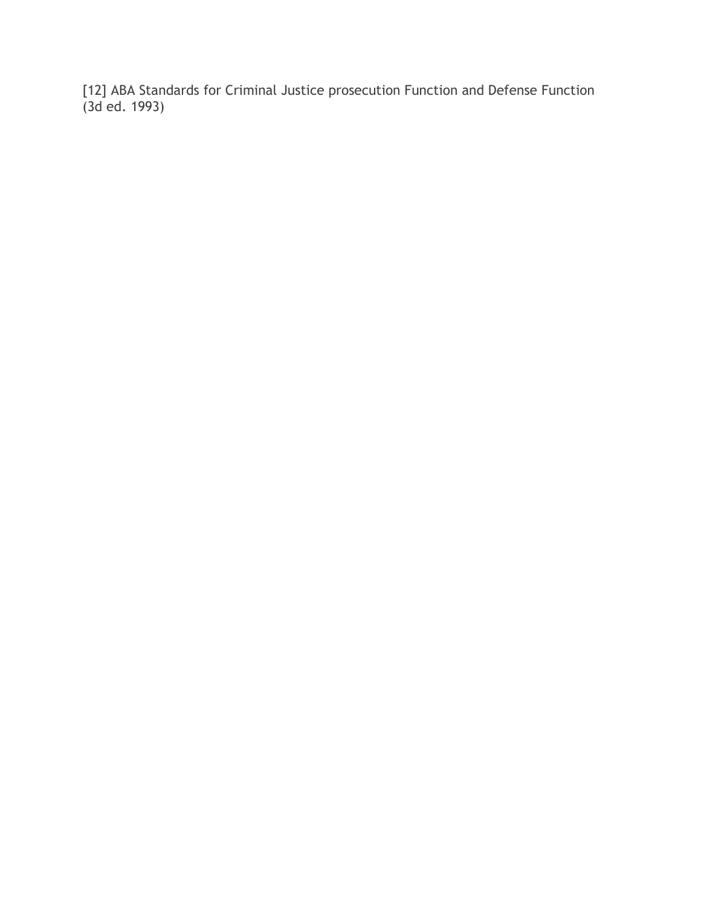[12] ABA Standards for Criminal Justice prosecution Function and Defense Function (3d ed. 1993)